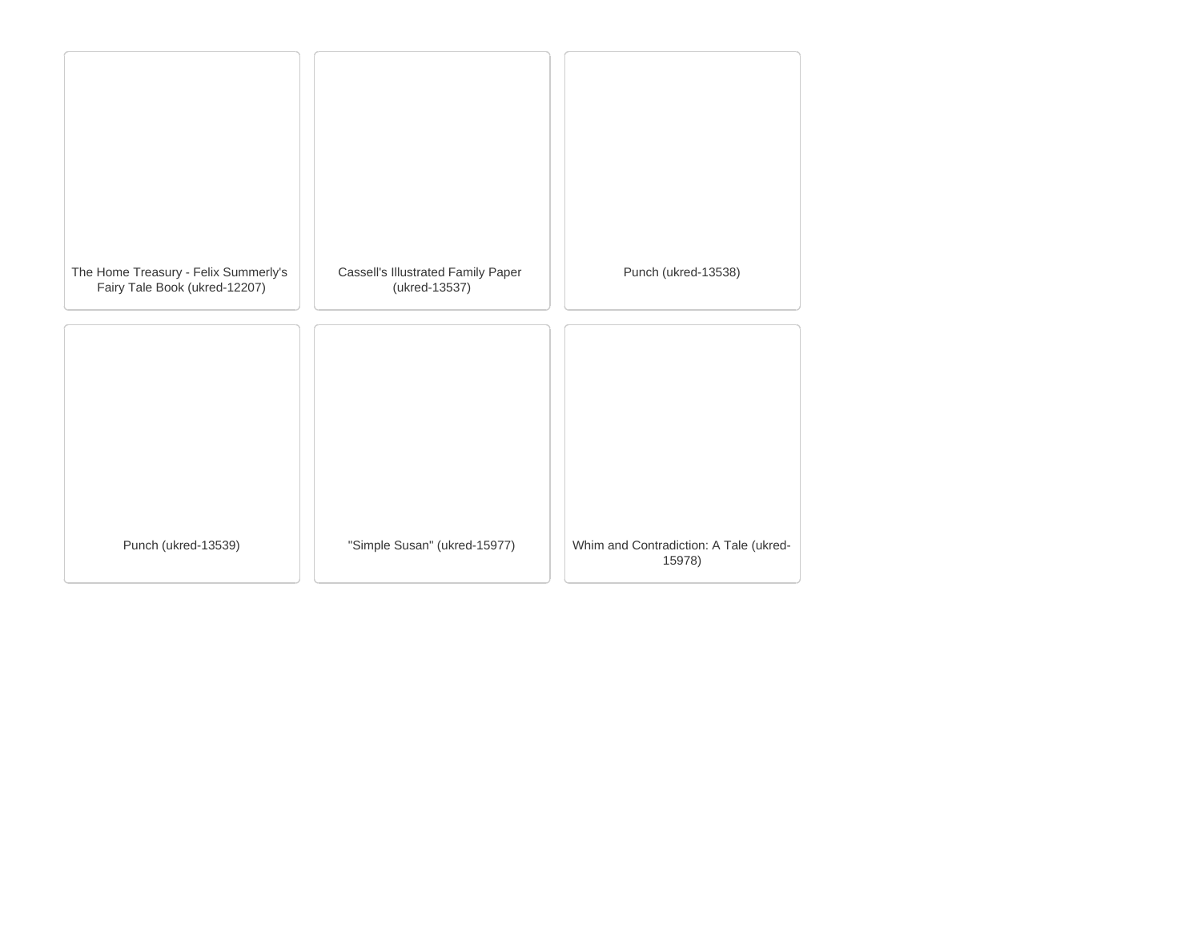The Home Treasury - Felix Summerly's Fairy Tale Book (ukred-12207)

Cassell's Illustrated Family Paper (ukred-13537)

Punch (ukred-13538)

Punch (ukred-13539)

"Simple Susan" (ukred-15977)

Whim and Contradiction: A Tale (ukred-15978)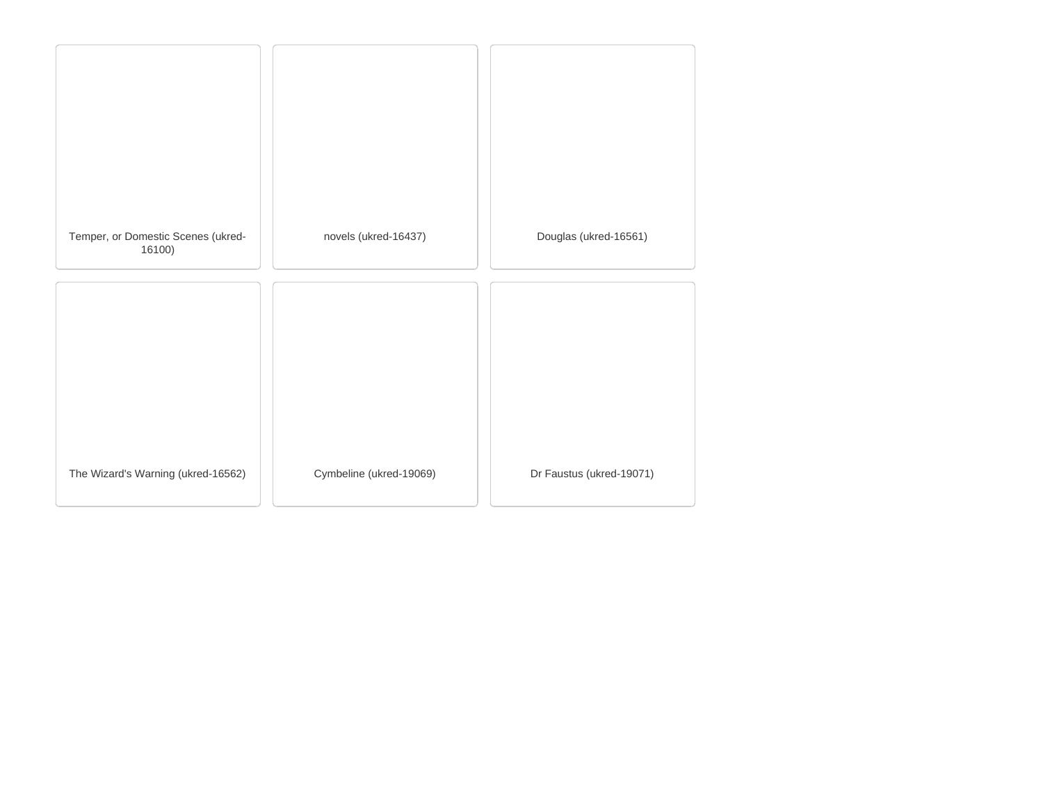Temper, or Domestic Scenes (ukred-16100)

novels (ukred-16437)

Douglas (ukred-16561)

The Wizard's Warning (ukred-16562)

Cymbeline (ukred-19069)

Dr Faustus (ukred-19071)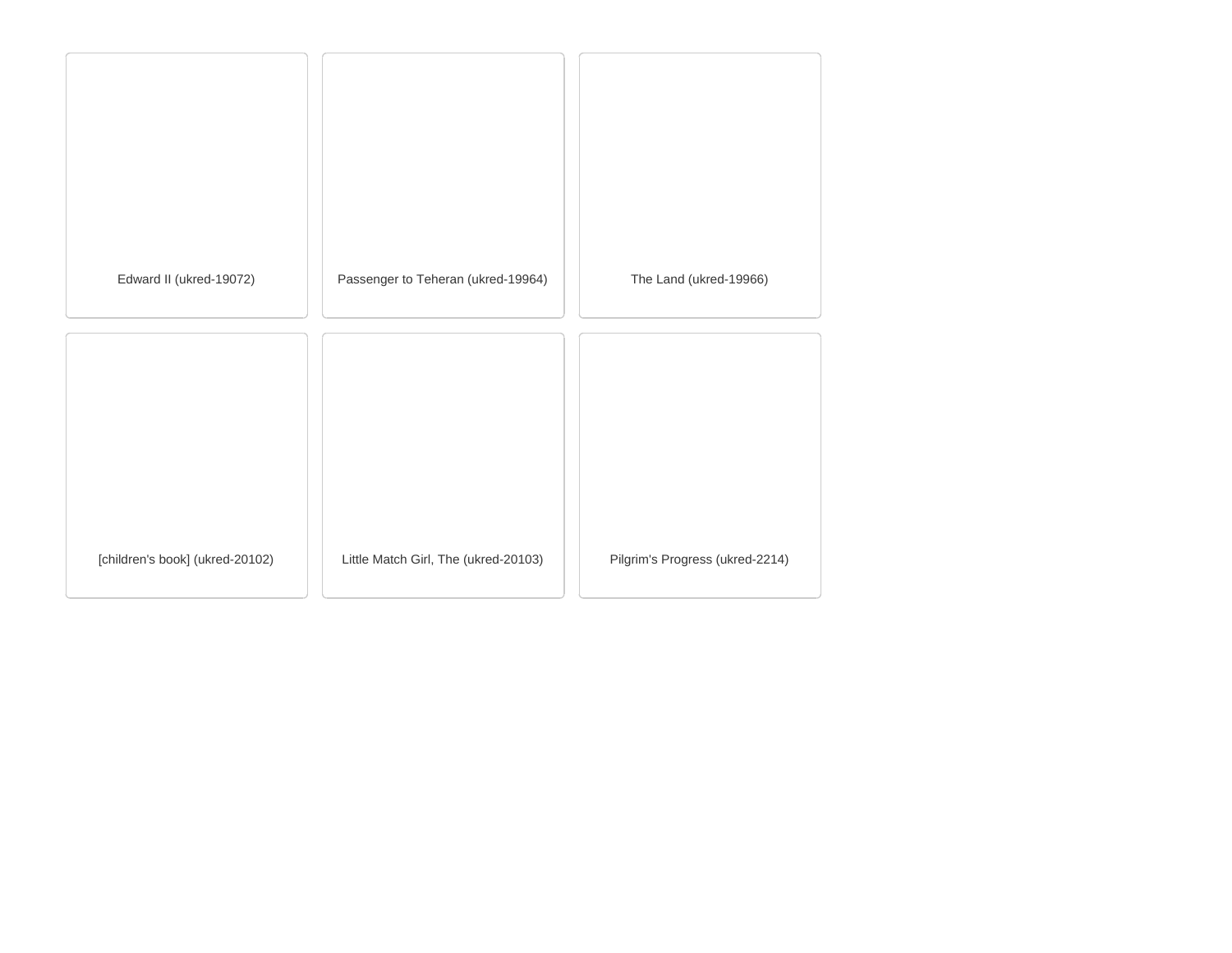Edward II (ukred-19072)

Passenger to Teheran (ukred-19964)

The Land (ukred-19966)

[children's book] (ukred-20102)

Little Match Girl, The (ukred-20103)

Pilgrim's Progress (ukred-2214)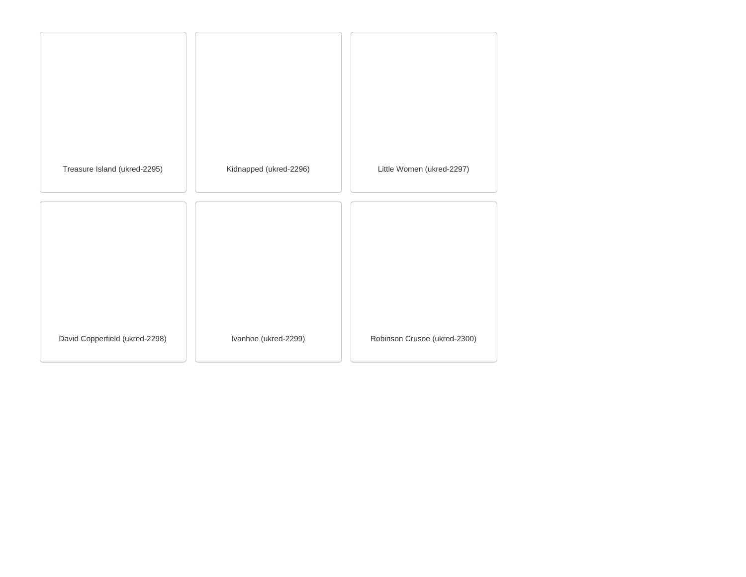| | | |
|---|---|---|
| Treasure Island (ukred-2295) | Kidnapped (ukred-2296) | Little Women (ukred-2297) |
| David Copperfield (ukred-2298) | Ivanhoe (ukred-2299) | Robinson Crusoe (ukred-2300) |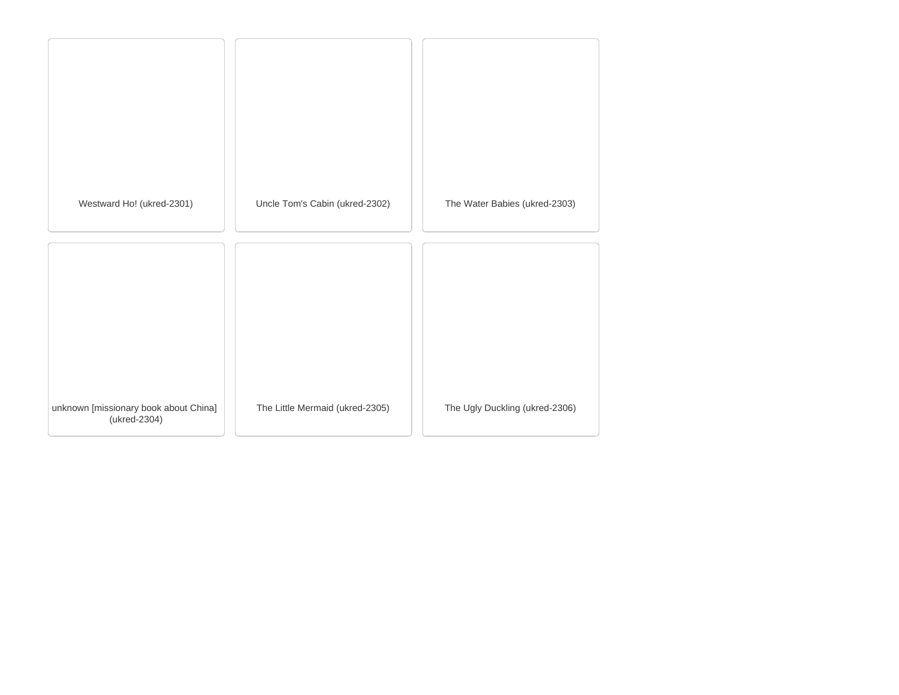Westward Ho! (ukred-2301)

Uncle Tom's Cabin (ukred-2302)

The Water Babies (ukred-2303)

unknown [missionary book about China] (ukred-2304)

The Little Mermaid (ukred-2305)

The Ugly Duckling (ukred-2306)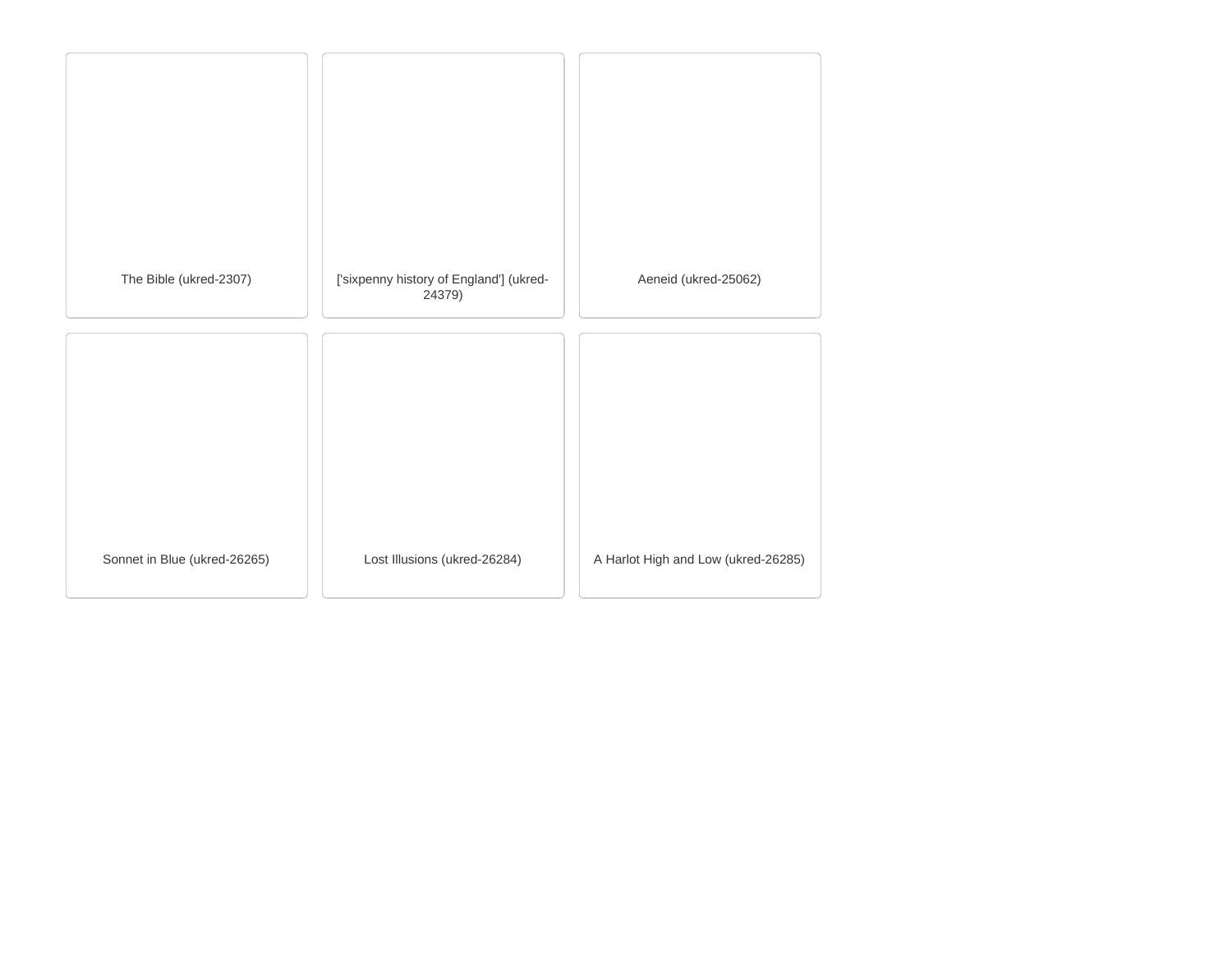The Bible (ukred-2307)

['sixpenny history of England'] (ukred-24379)

Aeneid (ukred-25062)

Sonnet in Blue (ukred-26265)

Lost Illusions (ukred-26284)

A Harlot High and Low (ukred-26285)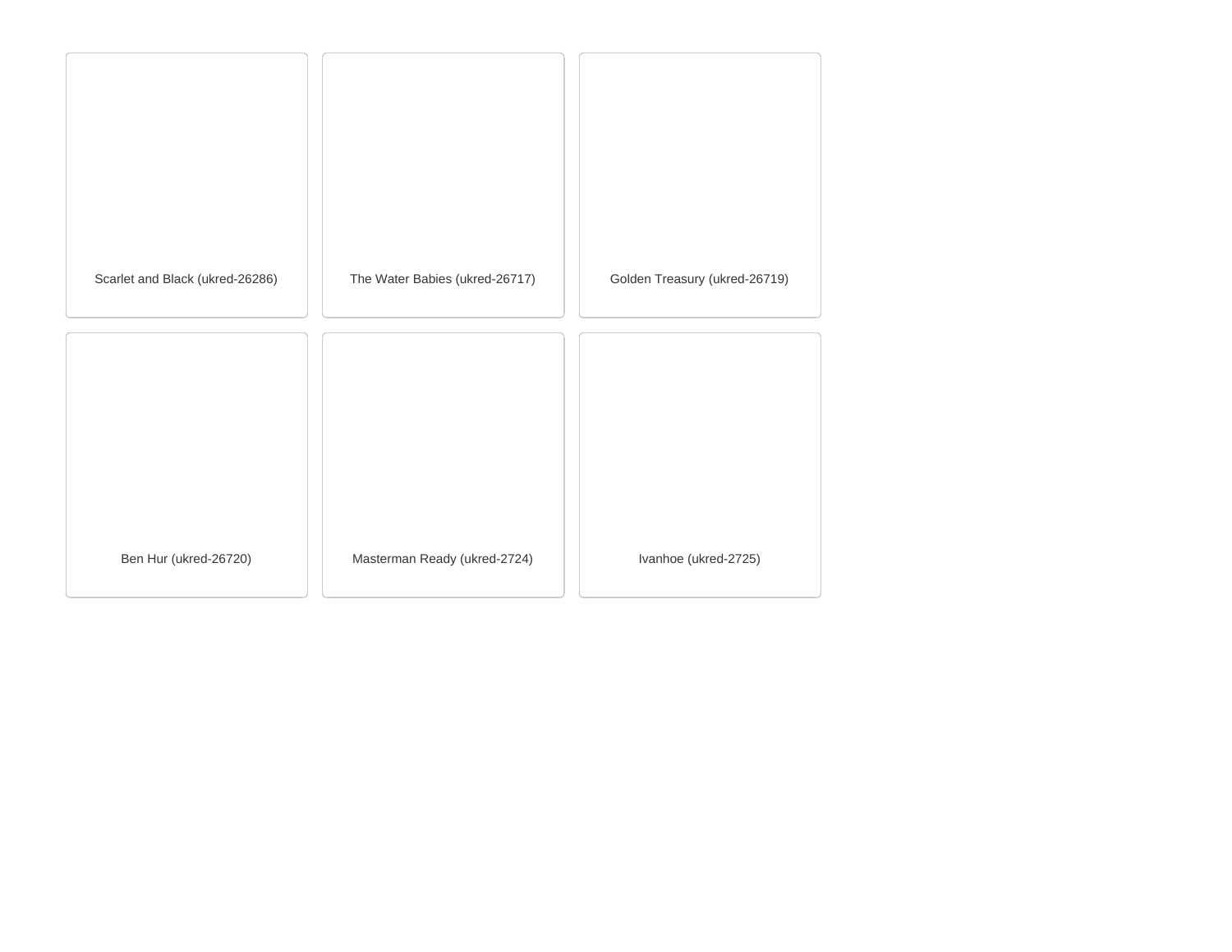Scarlet and Black (ukred-26286)

The Water Babies (ukred-26717)

Golden Treasury (ukred-26719)

Ben Hur (ukred-26720)

Masterman Ready (ukred-2724)

Ivanhoe (ukred-2725)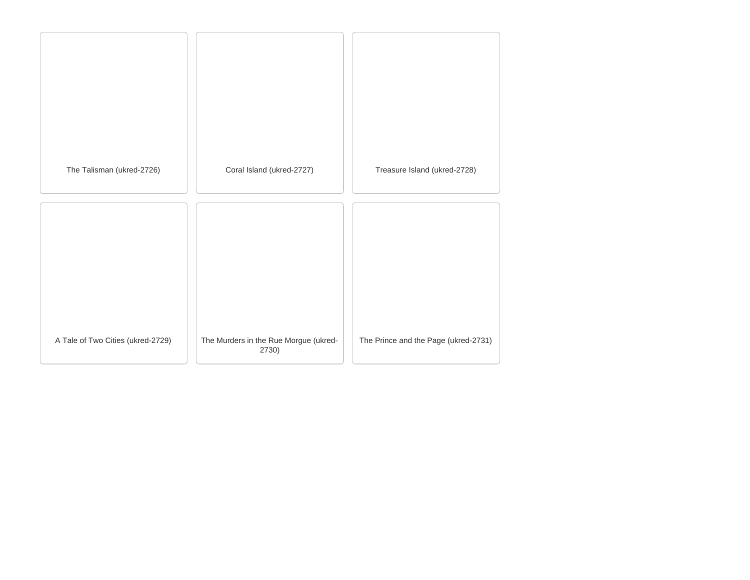The Talisman (ukred-2726)

Coral Island (ukred-2727)

Treasure Island (ukred-2728)

A Tale of Two Cities (ukred-2729)

The Murders in the Rue Morgue (ukred-2730)

The Prince and the Page (ukred-2731)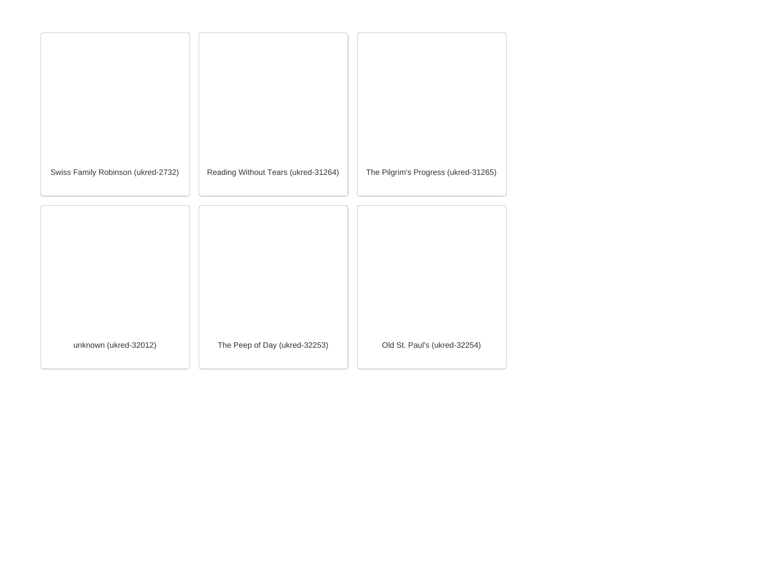Swiss Family Robinson (ukred-2732)

Reading Without Tears (ukred-31264)

The Pilgrim's Progress (ukred-31265)

unknown (ukred-32012)

The Peep of Day (ukred-32253)

Old St. Paul's (ukred-32254)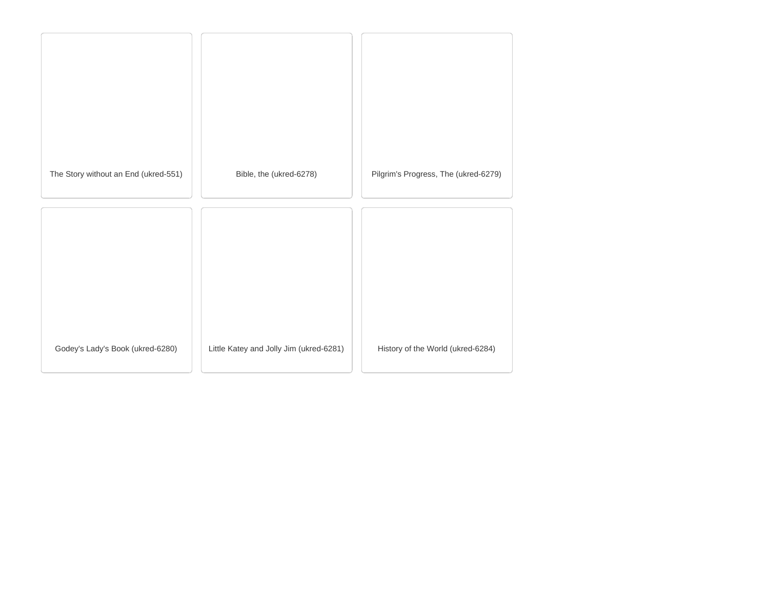The Story without an End (ukred-551)

Bible, the (ukred-6278)

Pilgrim's Progress, The (ukred-6279)

Godey's Lady's Book (ukred-6280)

Little Katey and Jolly Jim (ukred-6281)

History of the World (ukred-6284)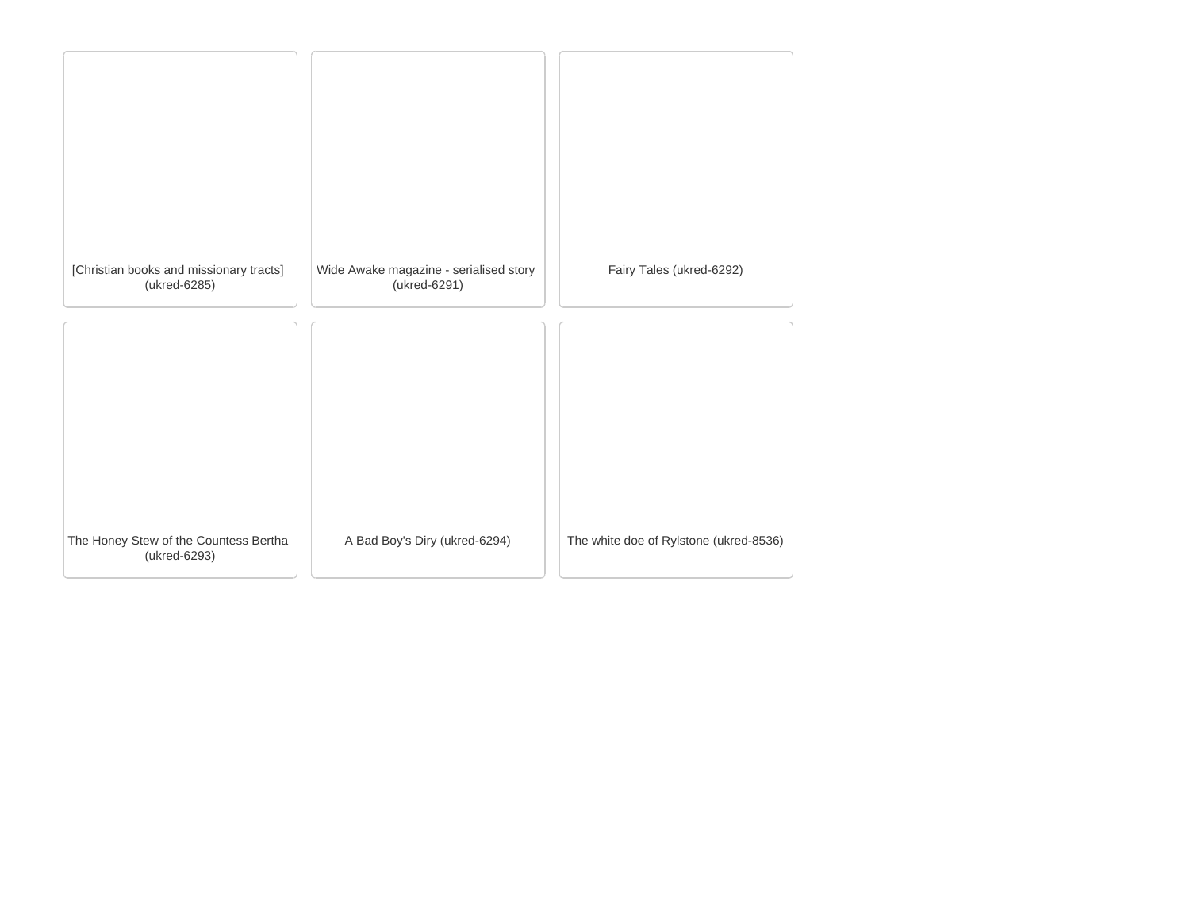[Christian books and missionary tracts] (ukred-6285)

Wide Awake magazine - serialised story (ukred-6291)

Fairy Tales (ukred-6292)

The Honey Stew of the Countess Bertha (ukred-6293)

A Bad Boy's Diry (ukred-6294)

The white doe of Rylstone (ukred-8536)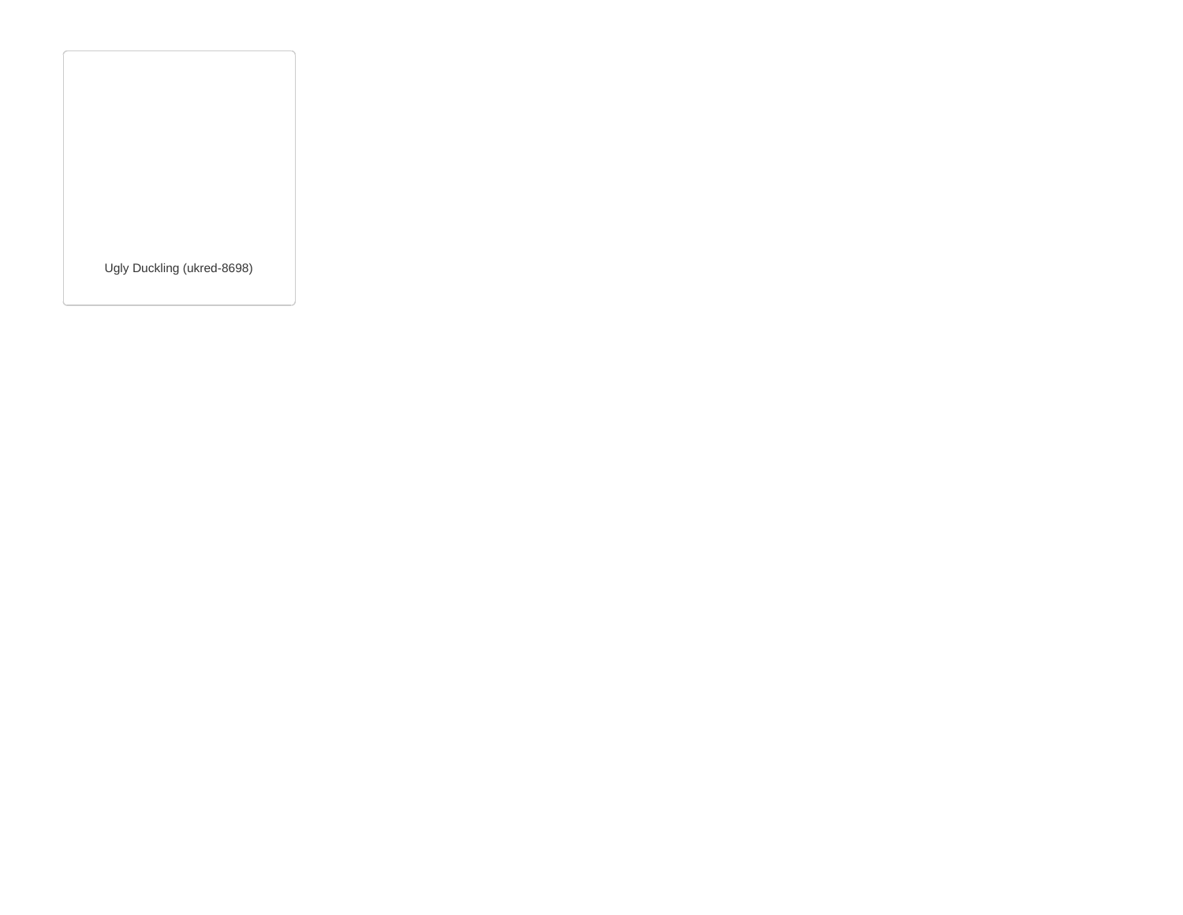Ugly Duckling (ukred-8698)